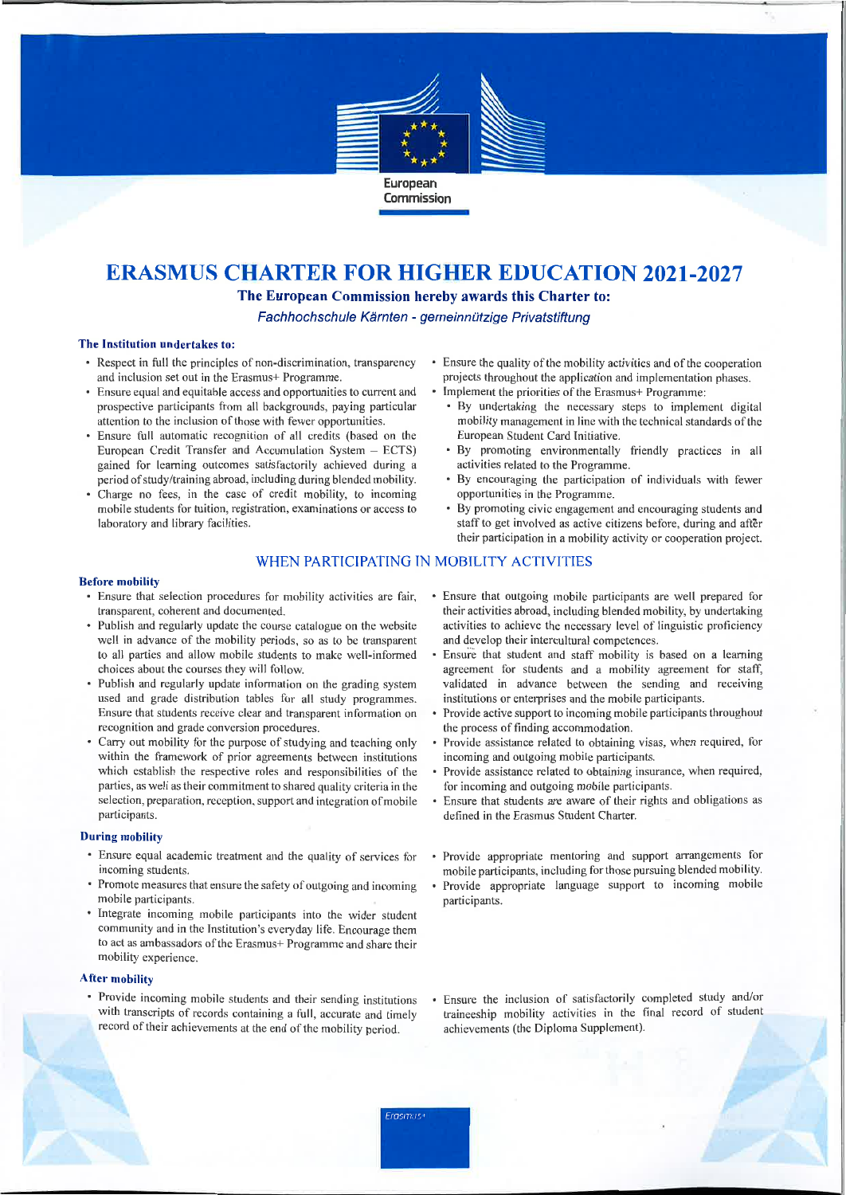European Commission

# ERASMUS CHARTER FOR HIGHER EDUCATION 2021-2027

**The European Commission hereby awards this Charter to:**

*Fachhochschule Kärnten - gemeinnützige Privatstiftung*

### The Institution undertakes to:

- Respect in full the principles of non-discrimination, transparency and inclusion set out in the Erasmus+ Programme.
- Ensure equal and equitable access and opportunities to current and prospective participants from all backgrounds, paying particular attention to the inclusion of those with fewer opportunities.
- Ensure full automatic recognition of all credits (based on the European Credit Transfer and Accumulation System – ECTS) gained for learning outcomes satisfactorily achieved during a period of study/training abroad, including during blended mobility.
- Charge no fees, in the case of credit mobility, to incoming mobile students for tuition, registration, examinations or access to laboratory and library facilities.
- Ensure the quality of the mobility activities and of the cooperation projects throughout the application and implementation phases.
- Implement the priorities of the Erasmus+ Programme:
  - By undertaking the necessary steps to implement digital mobility management in line with the technical standards of the European Student Card Initiative.
  - By promoting environmentally friendly practices in all activities related to the Programme.
  - By encouraging the participation of individuals with fewer opportunities in the Programme.
  - By promoting civic engagement and encouraging students and staff to get involved as active citizens before, during and after their participation in a mobility activity or cooperation project.

## WHEN PARTICIPATING IN MOBILITY ACTIVITIES

### Before mobility

- Ensure that selection procedures for mobility activities are fair, transparent, coherent and documented.
- Publish and regularly update the course catalogue on the website well in advance of the mobility periods, so as to be transparent to all parties and allow mobile students to make well-informed choices about the courses they will follow.
- Publish and regularly update information on the grading system used and grade distribution tables for all study programmes. Ensure that students receive clear and transparent information on recognition and grade conversion procedures.
- Carry out mobility for the purpose of studying and teaching only within the framework of prior agreements between institutions which establish the respective roles and responsibilities of the parties, as well as their commitment to shared quality criteria in the selection, preparation, reception, support and integration of mobile participants.
- Ensure that outgoing mobile participants are well prepared for their activities abroad, including blended mobility, by undertaking activities to achieve the necessary level of linguistic proficiency and develop their intercultural competences.
- Ensure that student and staff mobility is based on a learning agreement for students and a mobility agreement for staff, validated in advance between the sending and receiving institutions or enterprises and the mobile participants.
- Provide active support to incoming mobile participants throughout the process of finding accommodation.
- Provide assistance related to obtaining visas, when required, for incoming and outgoing mobile participants.
- Provide assistance related to obtaining insurance, when required, for incoming and outgoing mobile participants.
- Ensure that students are aware of their rights and obligations as defined in the Erasmus Student Charter.

### During mobility

- Ensure equal academic treatment and the quality of services for incoming students.
- Promote measures that ensure the safety of outgoing and incoming mobile participants.
- Integrate incoming mobile participants into the wider student community and in the Institution's everyday life. Encourage them to act as ambassadors of the Erasmus+ Programme and share their mobility experience.
- Provide appropriate mentoring and support arrangements for mobile participants, including for those pursuing blended mobility.
- Provide appropriate language support to incoming mobile participants.

### After mobility

- Provide incoming mobile students and their sending institutions with transcripts of records containing a full, accurate and timely record of their achievements at the end of the mobility period.
- Ensure the inclusion of satisfactorily completed study and/or traineeship mobility activities in the final record of student achievements (the Diploma Supplement).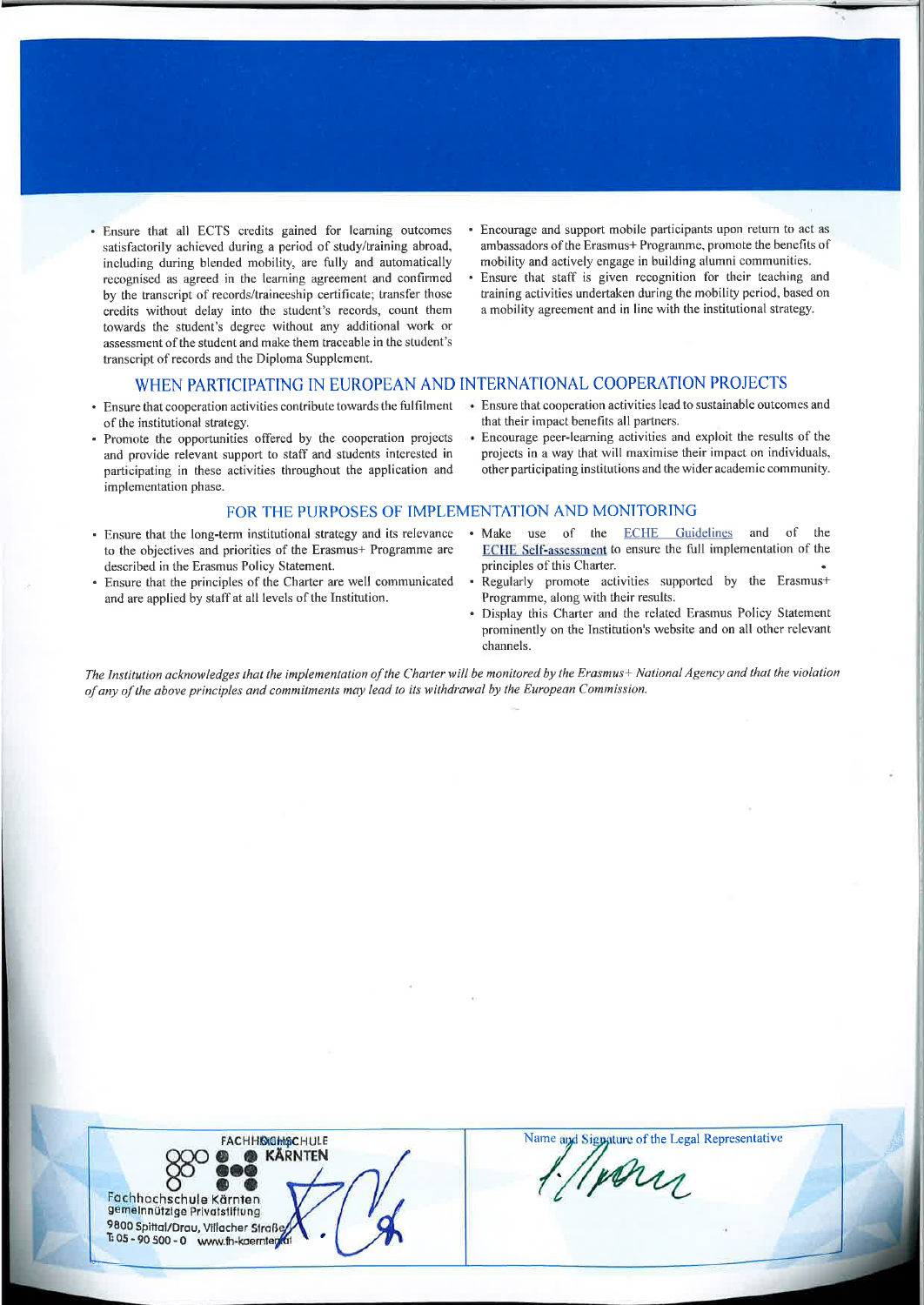- Ensure that all ECTS credits gained for learning outcomes satisfactorily achieved during a period of study/training abroad, including during blended mobility, are fully and automatically recognised as agreed in the learning agreement and confirmed by the transcript of records/traineeship certificate; transfer those credits without delay into the student's records, count them towards the student's degree without any additional work or assessment of the student and make them traceable in the student's transcript of records and the Diploma Supplement.
- Encourage and support mobile participants upon return to act as ambassadors of the Erasmus+ Programme, promote the benefits of mobility and actively engage in building alumni communities.
- Ensure that staff is given recognition for their teaching and training activities undertaken during the mobility period, based on a mobility agreement and in line with the institutional strategy.

## WHEN PARTICIPATING IN EUROPEAN AND INTERNATIONAL COOPERATION PROJECTS

- Ensure that cooperation activities contribute towards the fulfilment of the institutional strategy.
- Promote the opportunities offered by the cooperation projects and provide relevant support to staff and students interested in participating in these activities throughout the application and implementation phase.
- Ensure that cooperation activities lead to sustainable outcomes and that their impact benefits all partners.
- Encourage peer-learning activities and exploit the results of the projects in a way that will maximise their impact on individuals, other participating institutions and the wider academic community.

## FOR THE PURPOSES OF IMPLEMENTATION AND MONITORING

- Ensure that the long-term institutional strategy and its relevance to the objectives and priorities of the Erasmus+ Programme are described in the Erasmus Policy Statement.
- Ensure that the principles of the Charter are well communicated and are applied by staff at all levels of the Institution.
- Make use of the ECHE Guidelines and of the ECHE Self-assessment to ensure the full implementation of the principles of this Charter.
- Regularly promote activities supported by the Erasmus+ Programme, along with their results.
- Display this Charter and the related Erasmus Policy Statement prominently on the Institution's website and on all other relevant channels.

*The Institution acknowledges that the implementation of the Charter will be monitored by the Erasmus+ National Agency and that the violation of any of the above principles and commitments may lead to its withdrawal by the European Commission.*

FACHHOCHSCHULE KÄRNTEN
Fachhochschule Kärnten
gemeinnützige Privatstiftung
9800 Spittal/Drau, Villacher Straße 1
T: 05 - 90 500 - 0 www.fh-kaernten.at

Name and Signature of the Legal Representative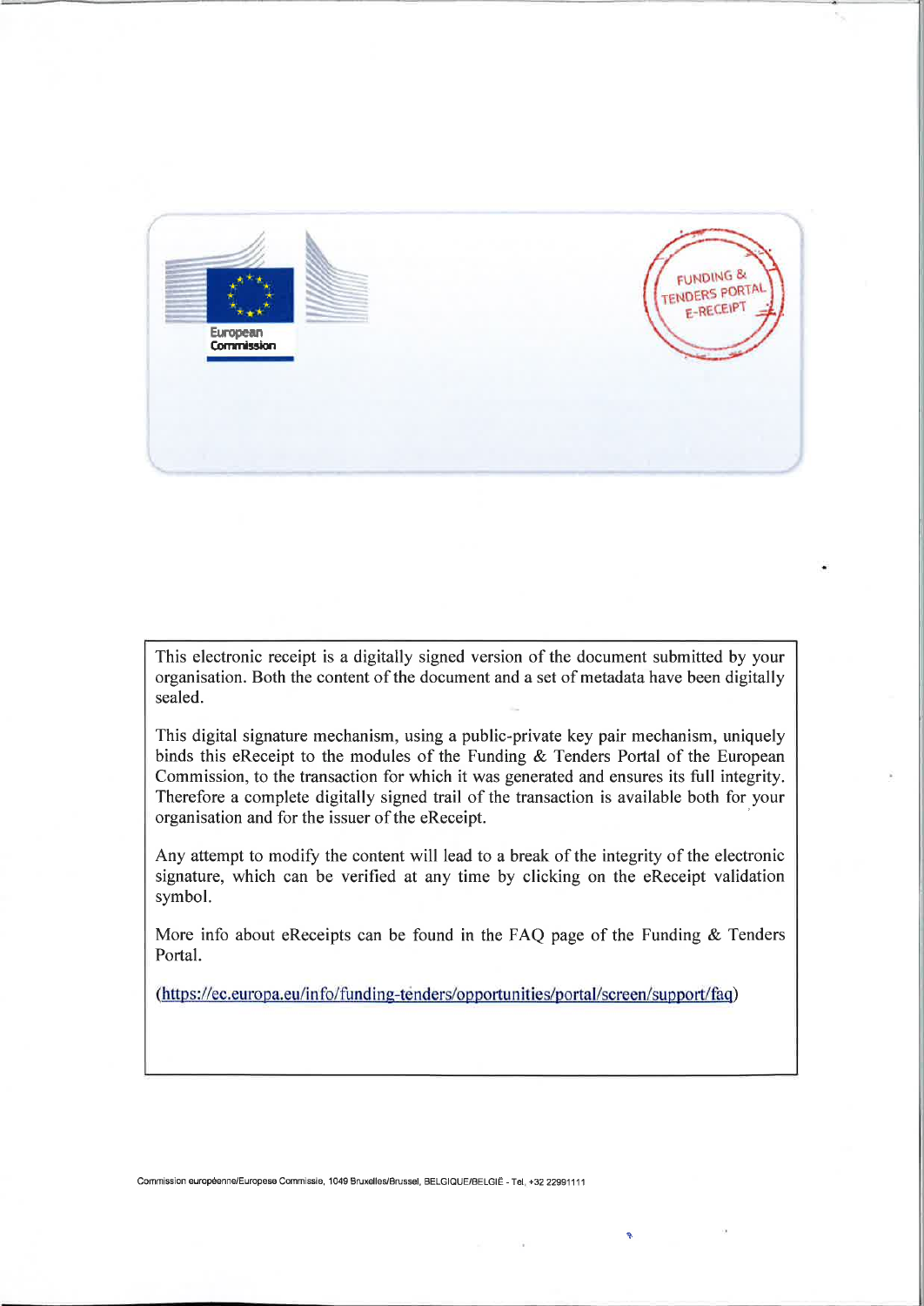European Commission

FUNDING & TENDERS PORTAL E-RECEIPT

This electronic receipt is a digitally signed version of the document submitted by your organisation. Both the content of the document and a set of metadata have been digitally sealed.

This digital signature mechanism, using a public-private key pair mechanism, uniquely binds this eReceipt to the modules of the Funding & Tenders Portal of the European Commission, to the transaction for which it was generated and ensures its full integrity. Therefore a complete digitally signed trail of the transaction is available both for your organisation and for the issuer of the eReceipt.

Any attempt to modify the content will lead to a break of the integrity of the electronic signature, which can be verified at any time by clicking on the eReceipt validation symbol.

More info about eReceipts can be found in the FAQ page of the Funding & Tenders Portal.

(https://ec.europa.eu/info/funding-tenders/opportunities/portal/screen/support/faq)

Commission européenne/Europese Commissie, 1049 Bruxelles/Brussel, BELGIQUE/BELGIË - Tel. +32 22991111